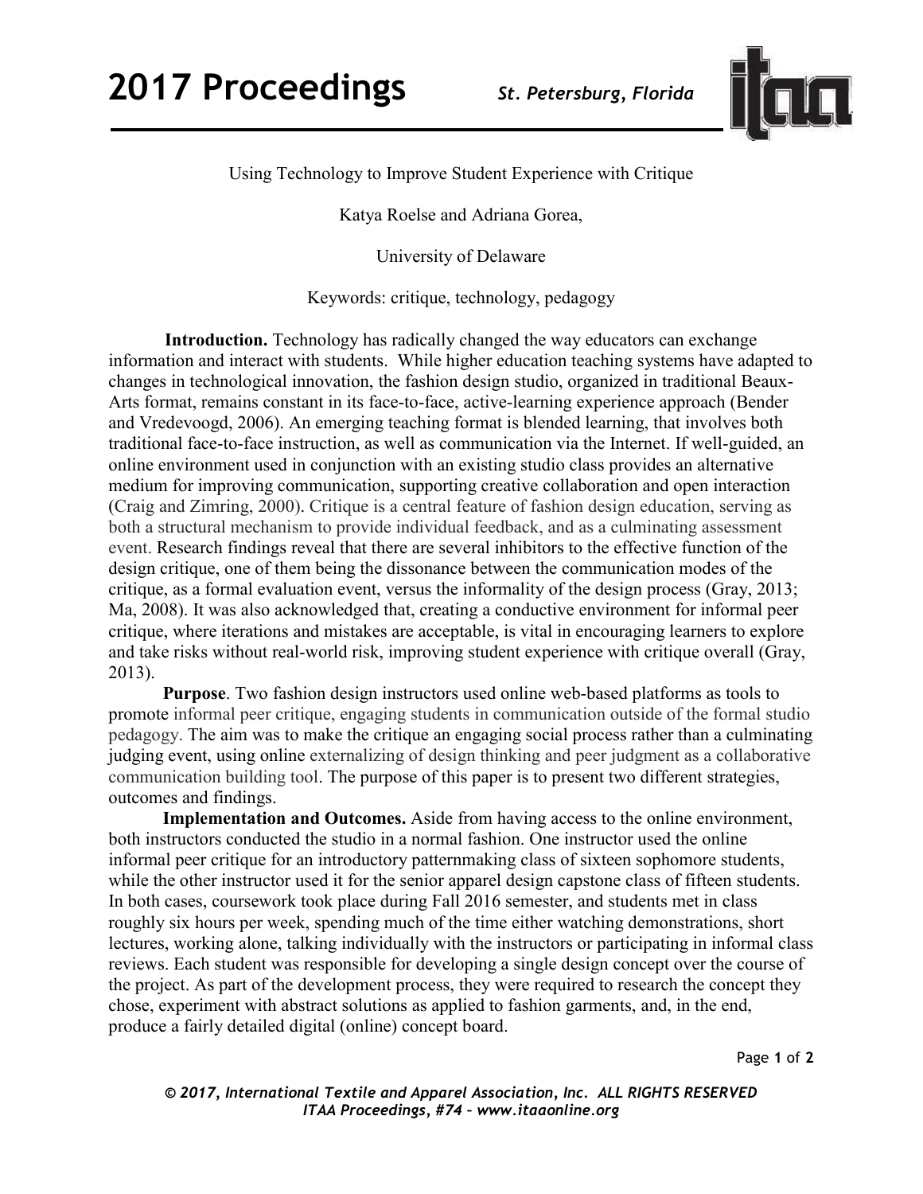# Using Technology to Improve Student Experience with Critique

Katya Roelse and Adriana Gorea,

University of Delaware

Keywords: critique, technology, pedagogy

**Introduction.** Technology has radically changed the way educators can exchange information and interact with students. While higher education teaching systems have adapted to changes in technological innovation, the fashion design studio, organized in traditional Beaux-Arts format, remains constant in its face-to-face, active-learning experience approach (Bender and Vredevoogd, 2006). An emerging teaching format is blended learning, that involves both traditional face-to-face instruction, as well as communication via the Internet. If well-guided, an online environment used in conjunction with an existing studio class provides an alternative medium for improving communication, supporting creative collaboration and open interaction (Craig and Zimring, 2000). Critique is a central feature of fashion design education, serving as both a structural mechanism to provide individual feedback, and as a culminating assessment event. Research findings reveal that there are several inhibitors to the effective function of the design critique, one of them being the dissonance between the communication modes of the critique, as a formal evaluation event, versus the informality of the design process (Gray, 2013; Ma, 2008). It was also acknowledged that, creating a conductive environment for informal peer critique, where iterations and mistakes are acceptable, is vital in encouraging learners to explore and take risks without real-world risk, improving student experience with critique overall (Gray, 2013).

**Purpose**. Two fashion design instructors used online web-based platforms as tools to promote informal peer critique, engaging students in communication outside of the formal studio pedagogy. The aim was to make the critique an engaging social process rather than a culminating judging event, using online externalizing of design thinking and peer judgment as a collaborative communication building tool. The purpose of this paper is to present two different strategies, outcomes and findings.

**Implementation and Outcomes.** Aside from having access to the online environment, both instructors conducted the studio in a normal fashion. One instructor used the online informal peer critique for an introductory patternmaking class of sixteen sophomore students, while the other instructor used it for the senior apparel design capstone class of fifteen students. In both cases, coursework took place during Fall 2016 semester, and students met in class roughly six hours per week, spending much of the time either watching demonstrations, short lectures, working alone, talking individually with the instructors or participating in informal class reviews. Each student was responsible for developing a single design concept over the course of the project. As part of the development process, they were required to research the concept they chose, experiment with abstract solutions as applied to fashion garments, and, in the end, produce a fairly detailed digital (online) concept board.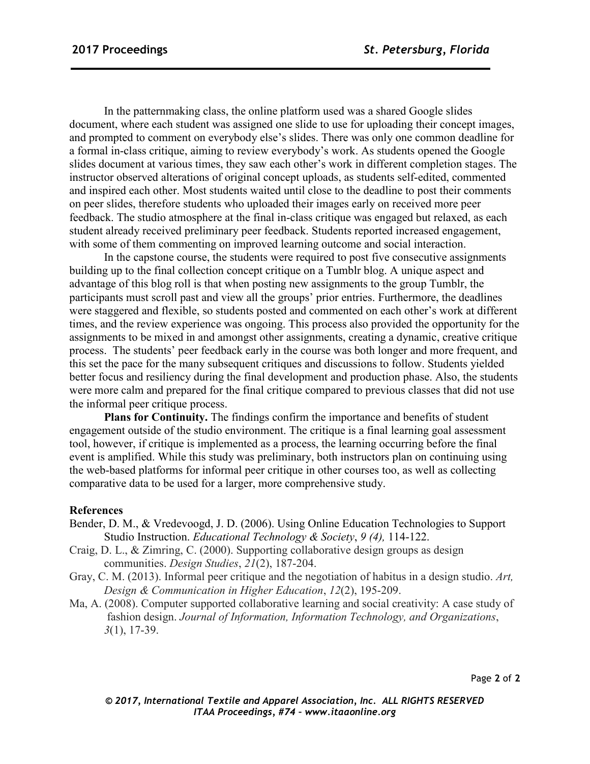In the patternmaking class, the online platform used was a shared Google slides document, where each student was assigned one slide to use for uploading their concept images, and prompted to comment on everybody else's slides. There was only one common deadline for a formal in-class critique, aiming to review everybody's work. As students opened the Google slides document at various times, they saw each other's work in different completion stages. The instructor observed alterations of original concept uploads, as students self-edited, commented and inspired each other. Most students waited until close to the deadline to post their comments on peer slides, therefore students who uploaded their images early on received more peer feedback. The studio atmosphere at the final in-class critique was engaged but relaxed, as each student already received preliminary peer feedback. Students reported increased engagement, with some of them commenting on improved learning outcome and social interaction.

In the capstone course, the students were required to post five consecutive assignments building up to the final collection concept critique on a Tumblr blog. A unique aspect and advantage of this blog roll is that when posting new assignments to the group Tumblr, the participants must scroll past and view all the groups' prior entries. Furthermore, the deadlines were staggered and flexible, so students posted and commented on each other's work at different times, and the review experience was ongoing. This process also provided the opportunity for the assignments to be mixed in and amongst other assignments, creating a dynamic, creative critique process. The students' peer feedback early in the course was both longer and more frequent, and this set the pace for the many subsequent critiques and discussions to follow. Students yielded better focus and resiliency during the final development and production phase. Also, the students were more calm and prepared for the final critique compared to previous classes that did not use the informal peer critique process.

**Plans for Continuity.** The findings confirm the importance and benefits of student engagement outside of the studio environment. The critique is a final learning goal assessment tool, however, if critique is implemented as a process, the learning occurring before the final event is amplified. While this study was preliminary, both instructors plan on continuing using the web-based platforms for informal peer critique in other courses too, as well as collecting comparative data to be used for a larger, more comprehensive study.

**References**

Bender, D. M., & Vredevoogd, J. D. (2006). Using Online Education Technologies to Support Studio Instruction. *Educational Technology & Society*, *9 (4),* 114-122.

Craig, D. L., & Zimring, C. (2000). Supporting collaborative design groups as design communities. *Design Studies*, *21*(2), 187-204.

Gray, C. M. (2013). Informal peer critique and the negotiation of habitus in a design studio. *Art, Design & Communication in Higher Education*, *12*(2), 195-209.

Ma, A. (2008). Computer supported collaborative learning and social creativity: A case study of fashion design. *Journal of Information, Information Technology, and Organizations*, *3*(1), 17-39.